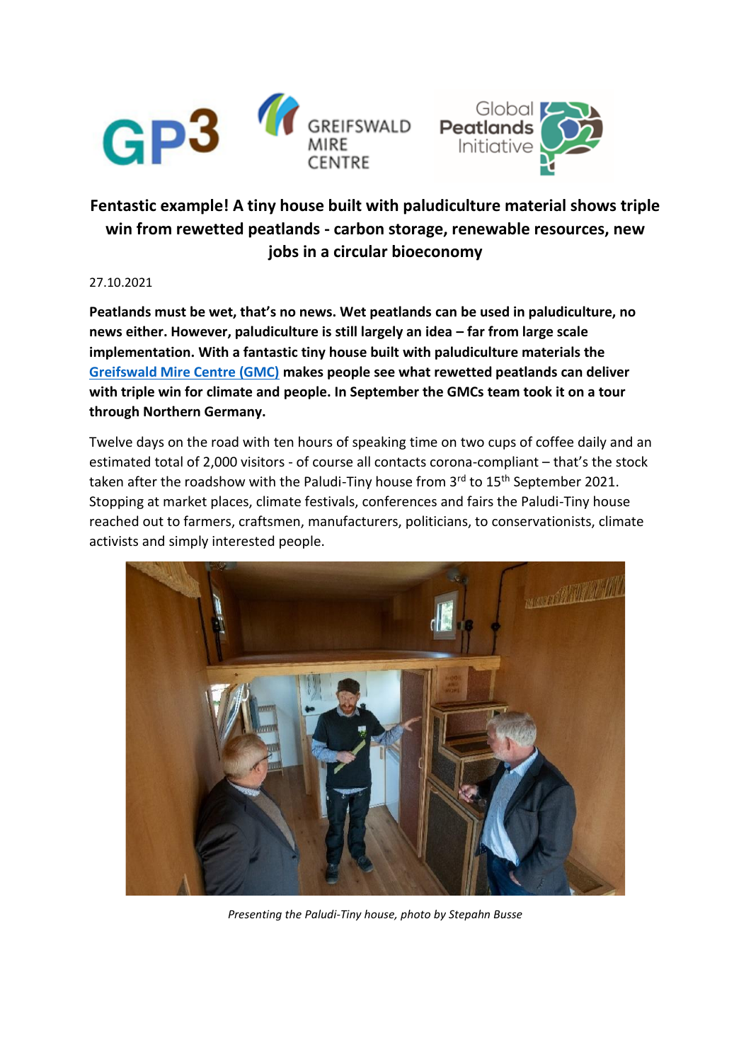# Fentastic example! A tiny house built with paludiculture material shows triple win from rewetted peatlands - carbon storage, renewable resources, new jobs in a circular bioeconomy

27.10.2021

**Peatlands must be wet, that's no news. Wet peatlands can be used in paludiculture, no news either. However, paludiculture is still largely an idea – far from large scale implementation. With a fantastic tiny house built with paludiculture materials the [Greifswald Mire Centre (GMC)](https://www.greifswaldmoor.de) makes people see what rewetted peatlands can deliver with triple win for climate and people. In September the GMCs team took it on a tour through Northern Germany.**

Twelve days on the road with ten hours of speaking time on two cups of coffee daily and an estimated total of 2,000 visitors - of course all contacts corona-compliant – that's the stock taken after the roadshow with the Paludi-Tiny house from 3rd to 15th September 2021. Stopping at market places, climate festivals, conferences and fairs the Paludi-Tiny house reached out to farmers, craftsmen, manufacturers, politicians, to conservationists, climate activists and simply interested people.

*Presenting the Paludi-Tiny house, photo by Stepahn Busse*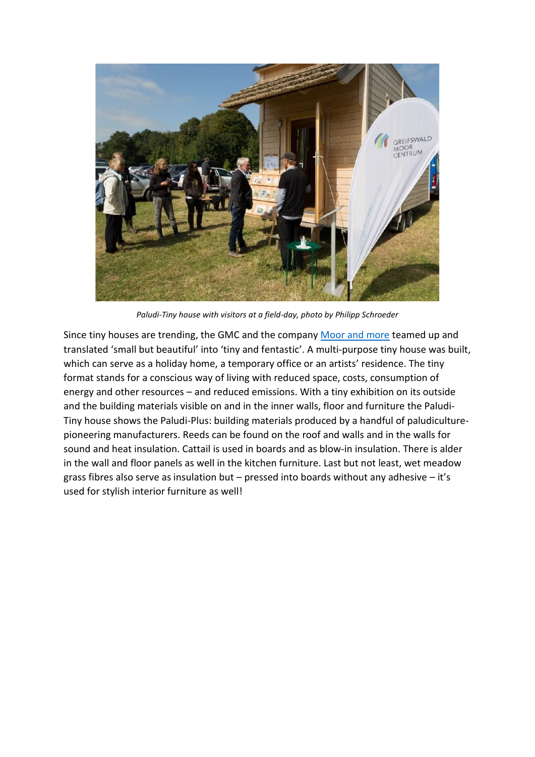*Paludi-Tiny house with visitors at a field-day, photo by Philipp Schroeder*

Since tiny houses are trending, the GMC and the company Moor and more teamed up and translated 'small but beautiful' into 'tiny and fentastic'. A multi-purpose tiny house was built, which can serve as a holiday home, a temporary office or an artists' residence. The tiny format stands for a conscious way of living with reduced space, costs, consumption of energy and other resources – and reduced emissions. With a tiny exhibition on its outside and the building materials visible on and in the inner walls, floor and furniture the Paludi-Tiny house shows the Paludi-Plus: building materials produced by a handful of paludiculture-pioneering manufacturers. Reeds can be found on the roof and walls and in the walls for sound and heat insulation. Cattail is used in boards and as blow-in insulation. There is alder in the wall and floor panels as well in the kitchen furniture. Last but not least, wet meadow grass fibres also serve as insulation but – pressed into boards without any adhesive – it's used for stylish interior furniture as well!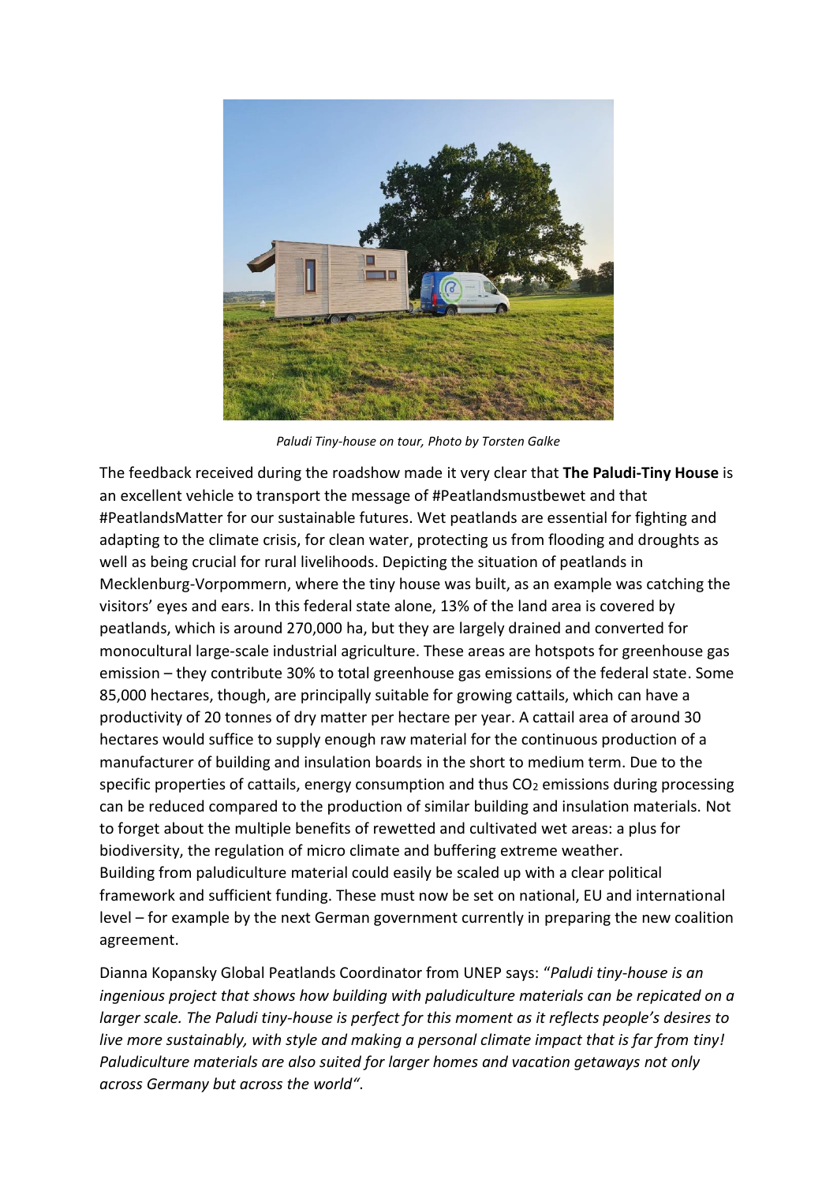*Paludi Tiny-house on tour, Photo by Torsten Galke*

The feedback received during the roadshow made it very clear that **The Paludi-Tiny House** is an excellent vehicle to transport the message of #Peatlandsmustbewet and that #PeatlandsMatter for our sustainable futures. Wet peatlands are essential for fighting and adapting to the climate crisis, for clean water, protecting us from flooding and droughts as well as being crucial for rural livelihoods. Depicting the situation of peatlands in Mecklenburg-Vorpommern, where the tiny house was built, as an example was catching the visitors' eyes and ears. In this federal state alone, 13% of the land area is covered by peatlands, which is around 270,000 ha, but they are largely drained and converted for monocultural large-scale industrial agriculture. These areas are hotspots for greenhouse gas emission – they contribute 30% to total greenhouse gas emissions of the federal state. Some 85,000 hectares, though, are principally suitable for growing cattails, which can have a productivity of 20 tonnes of dry matter per hectare per year. A cattail area of around 30 hectares would suffice to supply enough raw material for the continuous production of a manufacturer of building and insulation boards in the short to medium term. Due to the specific properties of cattails, energy consumption and thus $CO_2$ emissions during processing can be reduced compared to the production of similar building and insulation materials. Not to forget about the multiple benefits of rewetted and cultivated wet areas: a plus for biodiversity, the regulation of micro climate and buffering extreme weather.
Building from paludiculture material could easily be scaled up with a clear political framework and sufficient funding. These must now be set on national, EU and international level – for example by the next German government currently in preparing the new coalition agreement.

Dianna Kopansky Global Peatlands Coordinator from UNEP says: "*Paludi tiny-house is an ingenious project that shows how building with paludiculture materials can be repicated on a larger scale. The Paludi tiny-house is perfect for this moment as it reflects people's desires to live more sustainably, with style and making a personal climate impact that is far from tiny! Paludiculture materials are also suited for larger homes and vacation getaways not only across Germany but across the world".*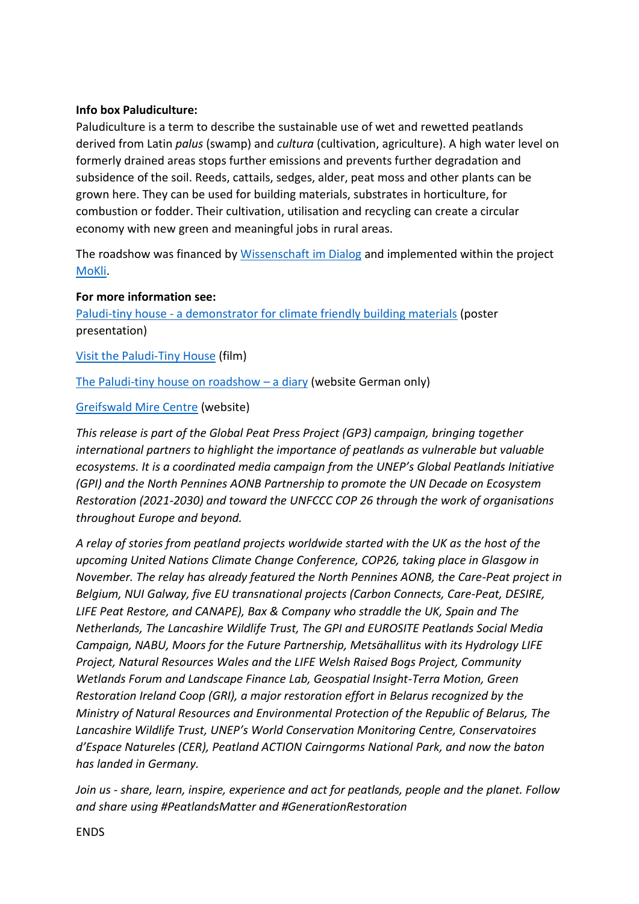**Info box Paludiculture:**

Paludiculture is a term to describe the sustainable use of wet and rewetted peatlands derived from Latin *palus* (swamp) and *cultura* (cultivation, agriculture). A high water level on formerly drained areas stops further emissions and prevents further degradation and subsidence of the soil. Reeds, cattails, sedges, alder, peat moss and other plants can be grown here. They can be used for building materials, substrates in horticulture, for combustion or fodder. Their cultivation, utilisation and recycling can create a circular economy with new green and meaningful jobs in rural areas.

The roadshow was financed by Wissenschaft im Dialog and implemented within the project MoKli.

**For more information see:**

Paludi-tiny house - a demonstrator for climate friendly building materials (poster presentation)

Visit the Paludi-Tiny House (film)

The Paludi-tiny house on roadshow – a diary (website German only)

Greifswald Mire Centre (website)

*This release is part of the Global Peat Press Project (GP3) campaign, bringing together international partners to highlight the importance of peatlands as vulnerable but valuable ecosystems. It is a coordinated media campaign from the UNEP's Global Peatlands Initiative (GPI) and the North Pennines AONB Partnership to promote the UN Decade on Ecosystem Restoration (2021-2030) and toward the UNFCCC COP 26 through the work of organisations throughout Europe and beyond.*

*A relay of stories from peatland projects worldwide started with the UK as the host of the upcoming United Nations Climate Change Conference, COP26, taking place in Glasgow in November. The relay has already featured the North Pennines AONB, the Care-Peat project in Belgium, NUI Galway, five EU transnational projects (Carbon Connects, Care-Peat, DESIRE, LIFE Peat Restore, and CANAPE), Bax & Company who straddle the UK, Spain and The Netherlands, The Lancashire Wildlife Trust, The GPI and EUROSITE Peatlands Social Media Campaign, NABU, Moors for the Future Partnership, Metsähallitus with its Hydrology LIFE Project, Natural Resources Wales and the LIFE Welsh Raised Bogs Project, Community Wetlands Forum and Landscape Finance Lab, Geospatial Insight-Terra Motion, Green Restoration Ireland Coop (GRI), a major restoration effort in Belarus recognized by the Ministry of Natural Resources and Environmental Protection of the Republic of Belarus, The Lancashire Wildlife Trust, UNEP's World Conservation Monitoring Centre, Conservatoires d'Espace Natureles (CER), Peatland ACTION Cairngorms National Park, and now the baton has landed in Germany.*

*Join us - share, learn, inspire, experience and act for peatlands, people and the planet. Follow and share using #PeatlandsMatter and #GenerationRestoration*

ENDS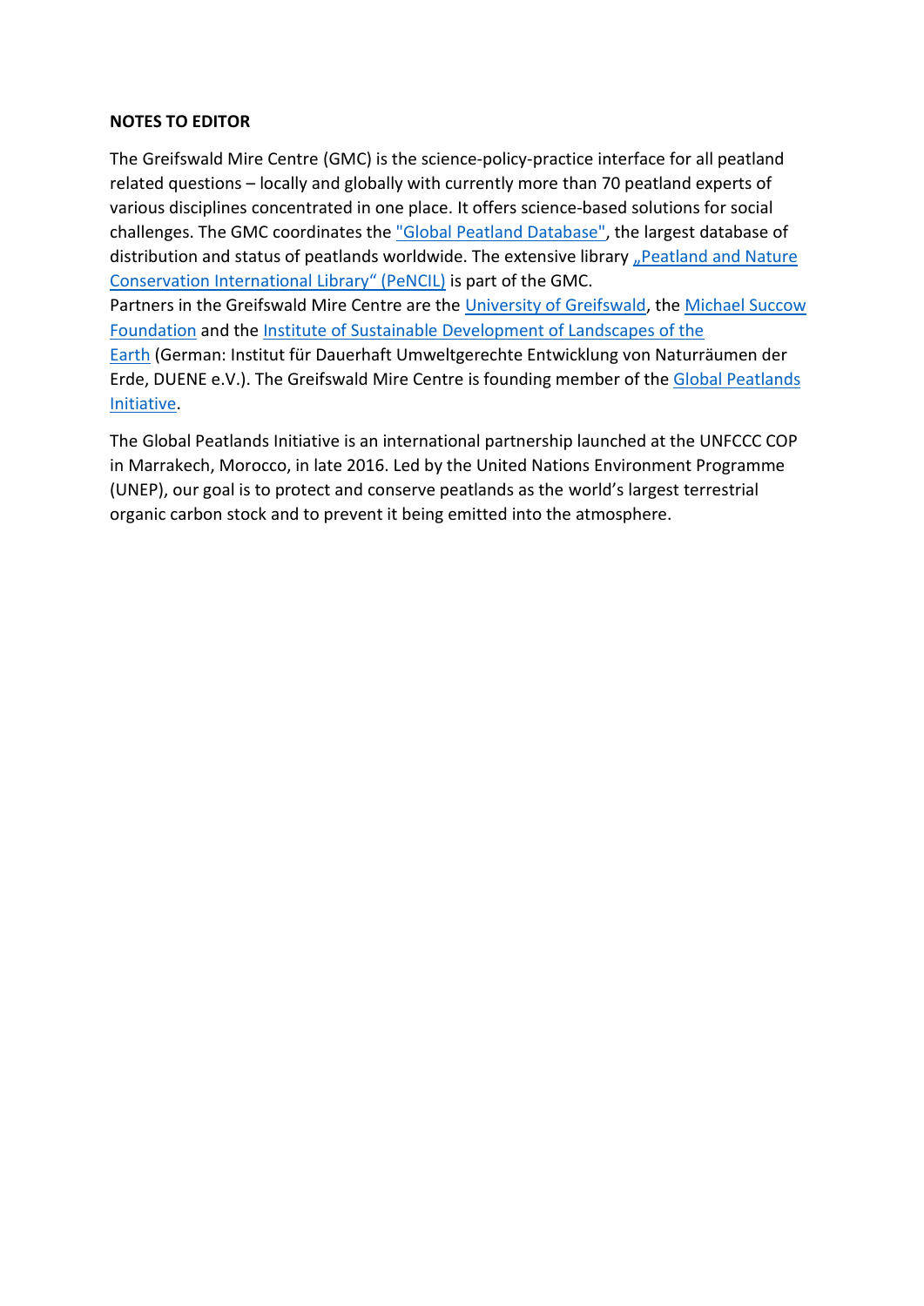**NOTES TO EDITOR**

The Greifswald Mire Centre (GMC) is the science-policy-practice interface for all peatland related questions – locally and globally with currently more than 70 peatland experts of various disciplines concentrated in one place. It offers science-based solutions for social challenges. The GMC coordinates the "Global Peatland Database", the largest database of distribution and status of peatlands worldwide. The extensive library „Peatland and Nature Conservation International Library" (PeNCIL) is part of the GMC.
Partners in the Greifswald Mire Centre are the University of Greifswald, the Michael Succow Foundation and the Institute of Sustainable Development of Landscapes of the Earth (German: Institut für Dauerhaft Umweltgerechte Entwicklung von Naturräumen der Erde, DUENE e.V.). The Greifswald Mire Centre is founding member of the Global Peatlands Initiative.

The Global Peatlands Initiative is an international partnership launched at the UNFCCC COP in Marrakech, Morocco, in late 2016. Led by the United Nations Environment Programme (UNEP), our goal is to protect and conserve peatlands as the world's largest terrestrial organic carbon stock and to prevent it being emitted into the atmosphere.